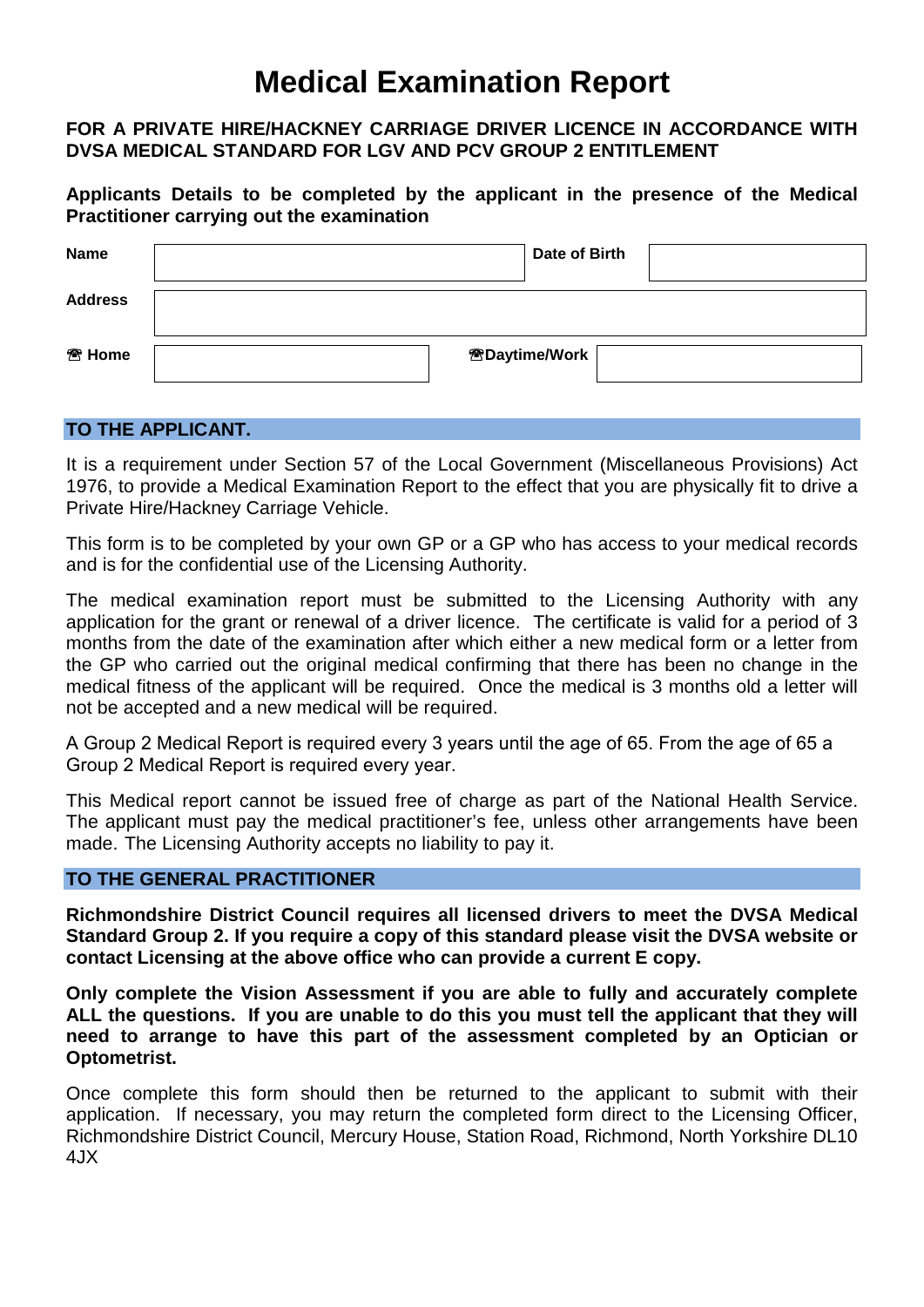# Medical Examination Report

**FOR A PRIVATE HIRE/HACKNEY CARRIAGE DRIVER LICENCE IN ACCORDANCE WITH DVSA MEDICAL STANDARD FOR LGV AND PCV GROUP 2 ENTITLEMENT**

**Applicants Details to be completed by the applicant in the presence of the Medical Practitioner carrying out the examination**

| | | | |
|---|---|---|---|
| **Name** | | **Date of Birth** | |
| **Address** | | | |
| **☎ Home** | | **☎Daytime/Work** | |

## TO THE APPLICANT.

It is a requirement under Section 57 of the Local Government (Miscellaneous Provisions) Act 1976, to provide a Medical Examination Report to the effect that you are physically fit to drive a Private Hire/Hackney Carriage Vehicle.

This form is to be completed by your own GP or a GP who has access to your medical records and is for the confidential use of the Licensing Authority.

The medical examination report must be submitted to the Licensing Authority with any application for the grant or renewal of a driver licence. The certificate is valid for a period of 3 months from the date of the examination after which either a new medical form or a letter from the GP who carried out the original medical confirming that there has been no change in the medical fitness of the applicant will be required. Once the medical is 3 months old a letter will not be accepted and a new medical will be required.

A Group 2 Medical Report is required every 3 years until the age of 65. From the age of 65 a Group 2 Medical Report is required every year.

This Medical report cannot be issued free of charge as part of the National Health Service. The applicant must pay the medical practitioner's fee, unless other arrangements have been made. The Licensing Authority accepts no liability to pay it.

## TO THE GENERAL PRACTITIONER

**Richmondshire District Council requires all licensed drivers to meet the DVSA Medical Standard Group 2. If you require a copy of this standard please visit the DVSA website or contact Licensing at the above office who can provide a current E copy.**

**Only complete the Vision Assessment if you are able to fully and accurately complete ALL the questions. If you are unable to do this you must tell the applicant that they will need to arrange to have this part of the assessment completed by an Optician or Optometrist.**

Once complete this form should then be returned to the applicant to submit with their application. If necessary, you may return the completed form direct to the Licensing Officer, Richmondshire District Council, Mercury House, Station Road, Richmond, North Yorkshire DL10 4JX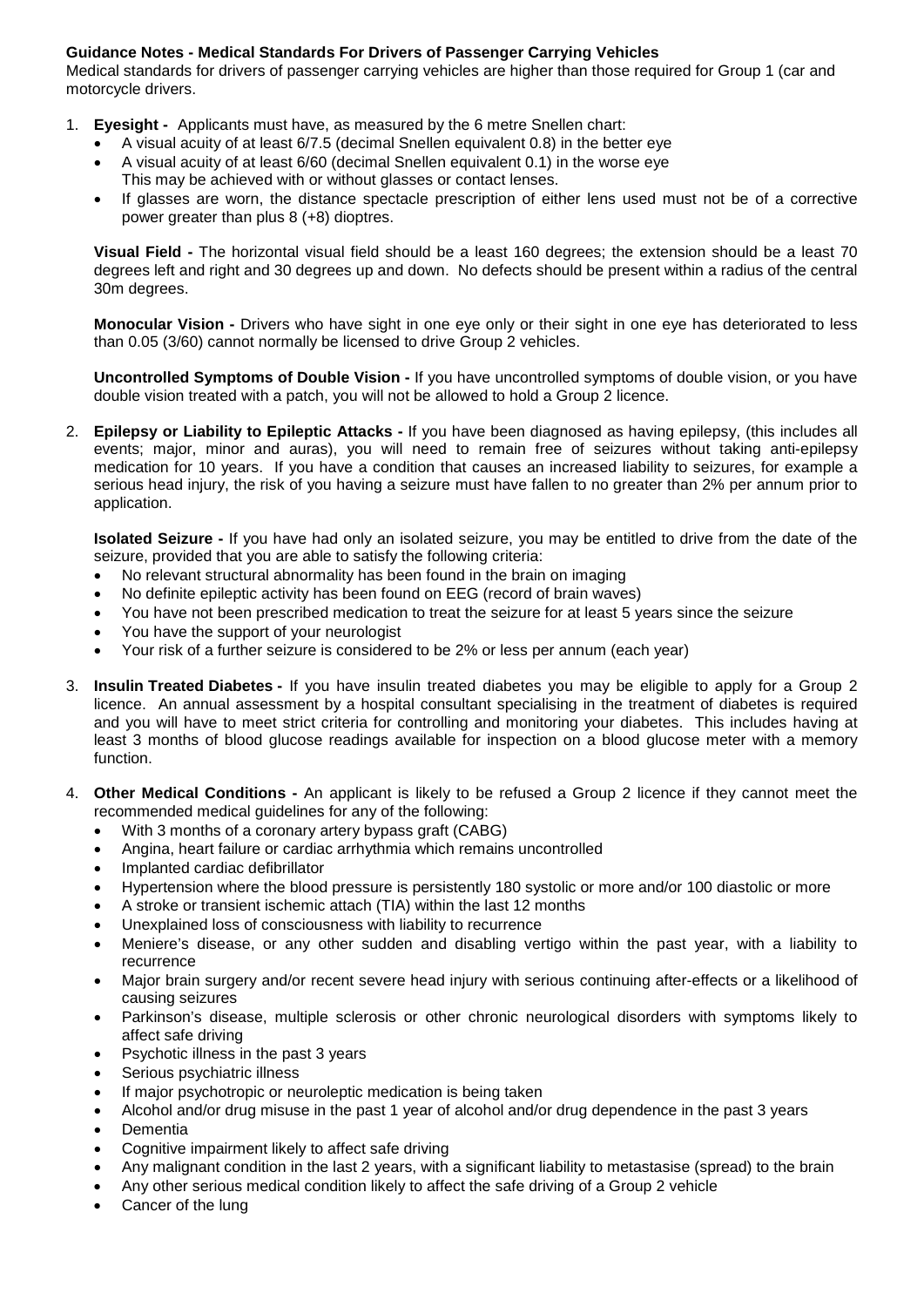**Guidance Notes - Medical Standards For Drivers of Passenger Carrying Vehicles**

Medical standards for drivers of passenger carrying vehicles are higher than those required for Group 1 (car and motorcycle drivers.

1. **Eyesight -** Applicants must have, as measured by the 6 metre Snellen chart:
   - A visual acuity of at least 6/7.5 (decimal Snellen equivalent 0.8) in the better eye
   - A visual acuity of at least 6/60 (decimal Snellen equivalent 0.1) in the worse eye
     This may be achieved with or without glasses or contact lenses.
   - If glasses are worn, the distance spectacle prescription of either lens used must not be of a corrective power greater than plus 8 (+8) dioptres.

   **Visual Field -** The horizontal visual field should be a least 160 degrees; the extension should be a least 70 degrees left and right and 30 degrees up and down. No defects should be present within a radius of the central 30m degrees.

   **Monocular Vision -** Drivers who have sight in one eye only or their sight in one eye has deteriorated to less than 0.05 (3/60) cannot normally be licensed to drive Group 2 vehicles.

   **Uncontrolled Symptoms of Double Vision -** If you have uncontrolled symptoms of double vision, or you have double vision treated with a patch, you will not be allowed to hold a Group 2 licence.

2. **Epilepsy or Liability to Epileptic Attacks -** If you have been diagnosed as having epilepsy, (this includes all events; major, minor and auras), you will need to remain free of seizures without taking anti-epilepsy medication for 10 years. If you have a condition that causes an increased liability to seizures, for example a serious head injury, the risk of you having a seizure must have fallen to no greater than 2% per annum prior to application.

   **Isolated Seizure -** If you have had only an isolated seizure, you may be entitled to drive from the date of the seizure, provided that you are able to satisfy the following criteria:
   - No relevant structural abnormality has been found in the brain on imaging
   - No definite epileptic activity has been found on EEG (record of brain waves)
   - You have not been prescribed medication to treat the seizure for at least 5 years since the seizure
   - You have the support of your neurologist
   - Your risk of a further seizure is considered to be 2% or less per annum (each year)

3. **Insulin Treated Diabetes -** If you have insulin treated diabetes you may be eligible to apply for a Group 2 licence. An annual assessment by a hospital consultant specialising in the treatment of diabetes is required and you will have to meet strict criteria for controlling and monitoring your diabetes. This includes having at least 3 months of blood glucose readings available for inspection on a blood glucose meter with a memory function.

4. **Other Medical Conditions -** An applicant is likely to be refused a Group 2 licence if they cannot meet the recommended medical guidelines for any of the following:
   - With 3 months of a coronary artery bypass graft (CABG)
   - Angina, heart failure or cardiac arrhythmia which remains uncontrolled
   - Implanted cardiac defibrillator
   - Hypertension where the blood pressure is persistently 180 systolic or more and/or 100 diastolic or more
   - A stroke or transient ischemic attach (TIA) within the last 12 months
   - Unexplained loss of consciousness with liability to recurrence
   - Meniere's disease, or any other sudden and disabling vertigo within the past year, with a liability to recurrence
   - Major brain surgery and/or recent severe head injury with serious continuing after-effects or a likelihood of causing seizures
   - Parkinson's disease, multiple sclerosis or other chronic neurological disorders with symptoms likely to affect safe driving
   - Psychotic illness in the past 3 years
   - Serious psychiatric illness
   - If major psychotropic or neuroleptic medication is being taken
   - Alcohol and/or drug misuse in the past 1 year of alcohol and/or drug dependence in the past 3 years
   - Dementia
   - Cognitive impairment likely to affect safe driving
   - Any malignant condition in the last 2 years, with a significant liability to metastasise (spread) to the brain
   - Any other serious medical condition likely to affect the safe driving of a Group 2 vehicle
   - Cancer of the lung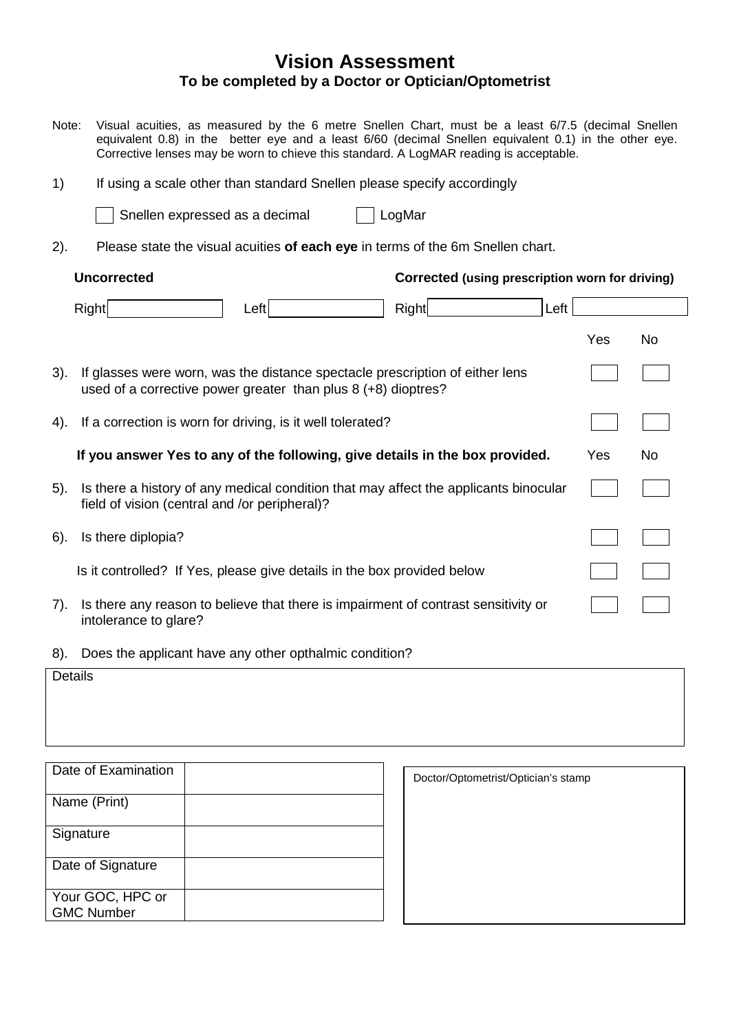# Vision Assessment

## To be completed by a Doctor or Optician/Optometrist

Note: Visual acuities, as measured by the 6 metre Snellen Chart, must be a least 6/7.5 (decimal Snellen equivalent 0.8) in the better eye and a least 6/60 (decimal Snellen equivalent 0.1) in the other eye. Corrective lenses may be worn to chieve this standard. A LogMAR reading is acceptable.

1) If using a scale other than standard Snellen please specify accordingly

☐ Snellen expressed as a decimal ☐ LogMar

2). Please state the visual acuities **of each eye** in terms of the 6m Snellen chart.

| **Uncorrected** | | **Corrected (using prescription worn for driving)** | |
|---|---|---|---|
| Right | Left | Right | Left |
| | | | |

| | Yes | No |
|---|---|---|
| 3). If glasses were worn, was the distance spectacle prescription of either lens used of a corrective power greater than plus 8 (+8) dioptres? | ☐ | ☐ |
| 4). If a correction is worn for driving, is it well tolerated? | ☐ | ☐ |

| **If you answer Yes to any of the following, give details in the box provided.** | Yes | No |
|---|---|---|
| 5). Is there a history of any medical condition that may affect the applicants binocular field of vision (central and /or peripheral)? | ☐ | ☐ |
| 6). Is there diplopia? | ☐ | ☐ |
| Is it controlled? If Yes, please give details in the box provided below | ☐ | ☐ |
| 7). Is there any reason to believe that there is impairment of contrast sensitivity or intolerance to glare? | ☐ | ☐ |

8). Does the applicant have any other opthalmic condition?

| Details |
|---|
| |

| | |
|---|---|
| Date of Examination | |
| Name (Print) | |
| Signature | |
| Date of Signature | |
| Your GOC, HPC or GMC Number | |

| Doctor/Optometrist/Optician's stamp |
|---|
| |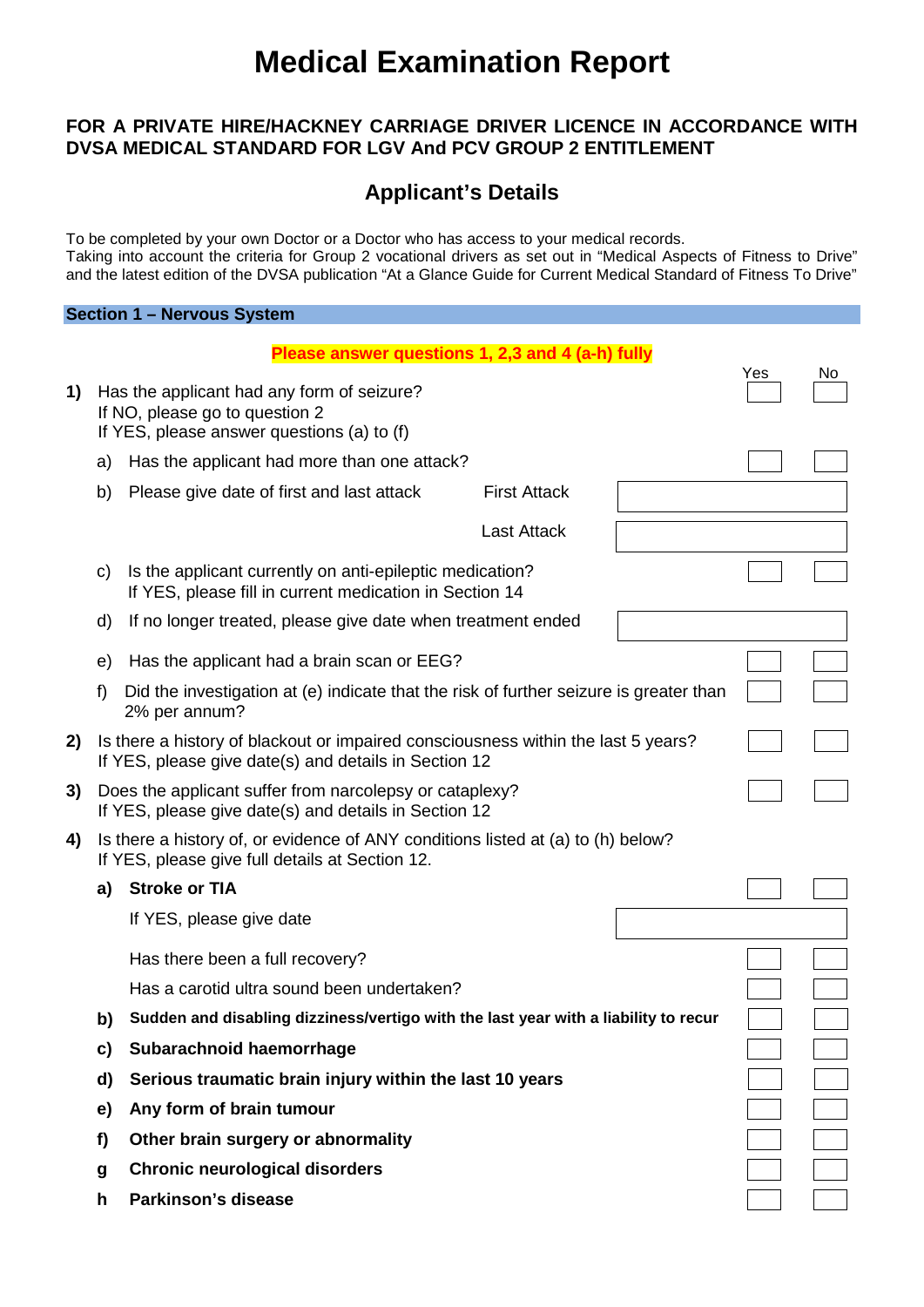# Medical Examination Report

### FOR A PRIVATE HIRE/HACKNEY CARRIAGE DRIVER LICENCE IN ACCORDANCE WITH DVSA MEDICAL STANDARD FOR LGV And PCV GROUP 2 ENTITLEMENT

## Applicant's Details

To be completed by your own Doctor or a Doctor who has access to your medical records.
Taking into account the criteria for Group 2 vocational drivers as set out in "Medical Aspects of Fitness to Drive" and the latest edition of the DVSA publication "At a Glance Guide for Current Medical Standard of Fitness To Drive"

### Section 1 – Nervous System

**Please answer questions 1, 2,3 and 4 (a-h) fully**

| | | | Yes | No |
|---|---|---|---|---|
| **1)** | Has the applicant had any form of seizure?<br>If NO, please go to question 2<br>If YES, please answer questions (a) to (f) | | | |
| | a) | Has the applicant had more than one attack? | | |
| | b) | Please give date of first and last attack — First Attack: | | |
| | | Last Attack: | | |
| | c) | Is the applicant currently on anti-epileptic medication?<br>If YES, please fill in current medication in Section 14 | | |
| | d) | If no longer treated, please give date when treatment ended: | | |
| | e) | Has the applicant had a brain scan or EEG? | | |
| | f) | Did the investigation at (e) indicate that the risk of further seizure is greater than 2% per annum? | | |
| **2)** | Is there a history of blackout or impaired consciousness within the last 5 years?<br>If YES, please give date(s) and details in Section 12 | | | |
| **3)** | Does the applicant suffer from narcolepsy or cataplexy?<br>If YES, please give date(s) and details in Section 12 | | | |
| **4)** | Is there a history of, or evidence of ANY conditions listed at (a) to (h) below?<br>If YES, please give full details at Section 12. | | | |
| | **a)** | **Stroke or TIA** | | |
| | | If YES, please give date: | | |
| | | Has there been a full recovery? | | |
| | | Has a carotid ultra sound been undertaken? | | |
| | **b)** | **Sudden and disabling dizziness/vertigo with the last year with a liability to recur** | | |
| | **c)** | **Subarachnoid haemorrhage** | | |
| | **d)** | **Serious traumatic brain injury within the last 10 years** | | |
| | **e)** | **Any form of brain tumour** | | |
| | **f)** | **Other brain surgery or abnormality** | | |
| | **g** | **Chronic neurological disorders** | | |
| | **h** | **Parkinson's disease** | | |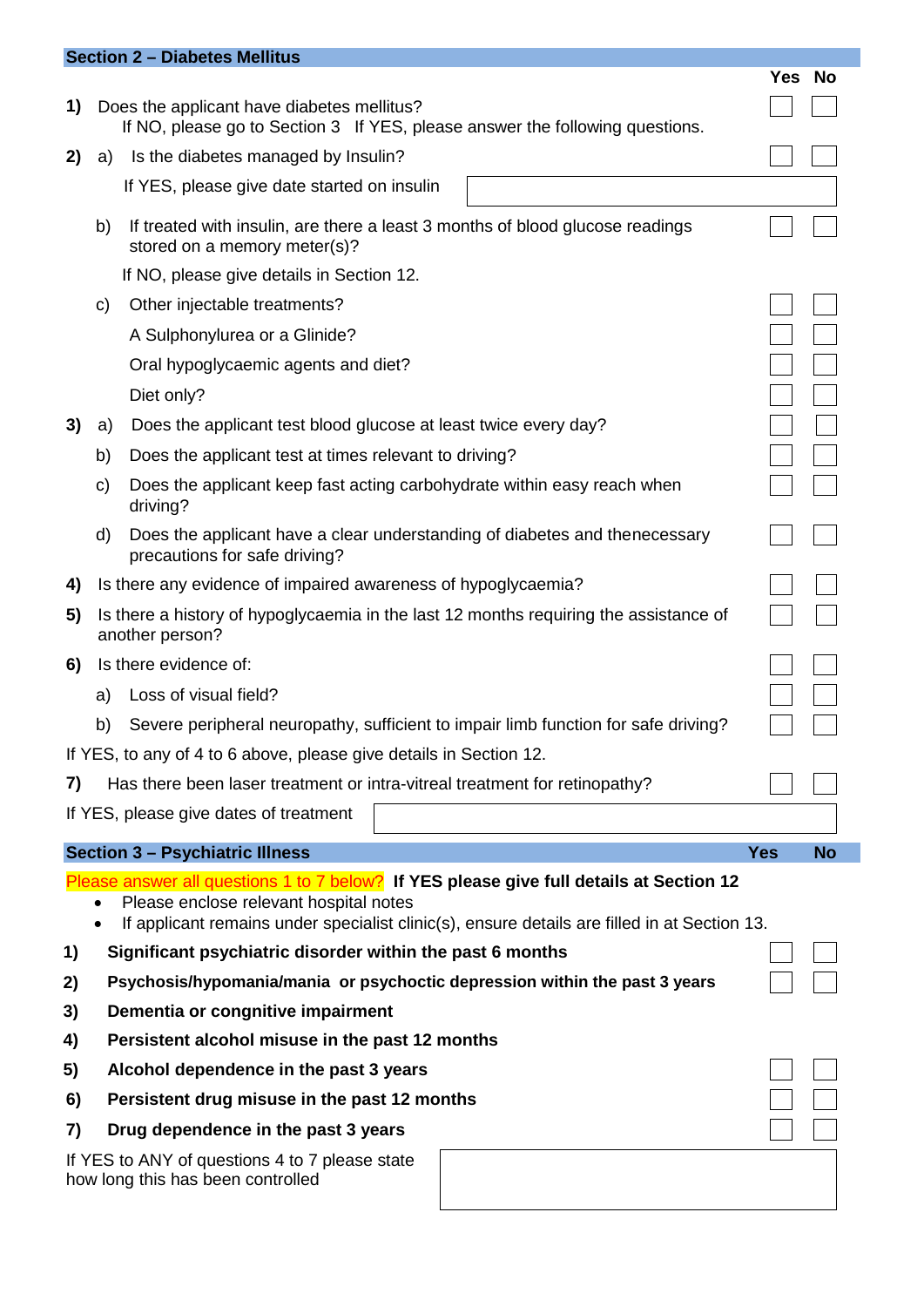## Section 2 – Diabetes Mellitus

| | | | Yes | No |
|---|---|---|---|---|
| 1) | | Does the applicant have diabetes mellitus?<br>If NO, please go to Section 3 If YES, please answer the following questions. | ☐ | ☐ |
| 2) | a) | Is the diabetes managed by Insulin? | ☐ | ☐ |
| | | If YES, please give date started on insulin | | |
| | b) | If treated with insulin, are there a least 3 months of blood glucose readings stored on a memory meter(s)? | ☐ | ☐ |
| | | If NO, please give details in Section 12. | | |
| | c) | Other injectable treatments? | ☐ | ☐ |
| | | A Sulphonylurea or a Glinide? | ☐ | ☐ |
| | | Oral hypoglycaemic agents and diet? | ☐ | ☐ |
| | | Diet only? | ☐ | ☐ |
| 3) | a) | Does the applicant test blood glucose at least twice every day? | ☐ | ☐ |
| | b) | Does the applicant test at times relevant to driving? | ☐ | ☐ |
| | c) | Does the applicant keep fast acting carbohydrate within easy reach when driving? | ☐ | ☐ |
| | d) | Does the applicant have a clear understanding of diabetes and thenecessary precautions for safe driving? | ☐ | ☐ |
| 4) | | Is there any evidence of impaired awareness of hypoglycaemia? | ☐ | ☐ |
| 5) | | Is there a history of hypoglycaemia in the last 12 months requiring the assistance of another person? | ☐ | ☐ |
| 6) | | Is there evidence of: | ☐ | ☐ |
| | a) | Loss of visual field? | ☐ | ☐ |
| | b) | Severe peripheral neuropathy, sufficient to impair limb function for safe driving? | ☐ | ☐ |

If YES, to any of 4 to 6 above, please give details in Section 12.

| | | Yes | No |
|---|---|---|---|
| 7) | Has there been laser treatment or intra-vitreal treatment for retinopathy? | ☐ | ☐ |

If YES, please give dates of treatment

## Section 3 – Psychiatric Illness

Please answer all questions 1 to 7 below? **If YES please give full details at Section 12**

- Please enclose relevant hospital notes
- If applicant remains under specialist clinic(s), ensure details are filled in at Section 13.

| | | Yes | No |
|---|---|---|---|
| 1) | **Significant psychiatric disorder within the past 6 months** | ☐ | ☐ |
| 2) | **Psychosis/hypomania/mania or psychoctic depression within the past 3 years** | ☐ | ☐ |
| 3) | **Dementia or congnitive impairment** | | |
| 4) | **Persistent alcohol misuse in the past 12 months** | | |
| 5) | **Alcohol dependence in the past 3 years** | ☐ | ☐ |
| 6) | **Persistent drug misuse in the past 12 months** | ☐ | ☐ |
| 7) | **Drug dependence in the past 3 years** | ☐ | ☐ |

If YES to ANY of questions 4 to 7 please state how long this has been controlled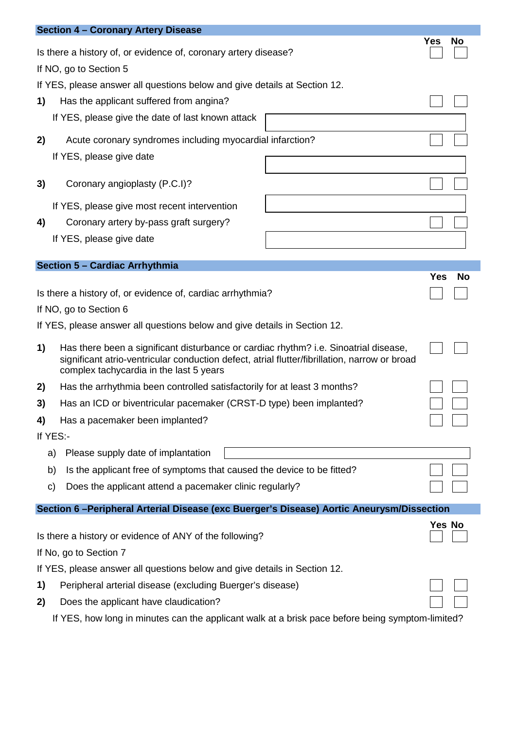## Section 4 – Coronary Artery Disease

| | Yes | No |
|---|---|---|
| Is there a history of, or evidence of, coronary artery disease? | ☐ | ☐ |

If NO, go to Section 5

If YES, please answer all questions below and give details at Section 12.

| | | Yes | No |
|---|---|---|---|
| **1)** | Has the applicant suffered from angina? | ☐ | ☐ |
| | If YES, please give the date of last known attack | | |
| **2)** | Acute coronary syndromes including myocardial infarction? | ☐ | ☐ |
| | If YES, please give date | | |
| **3)** | Coronary angioplasty (P.C.I)? | ☐ | ☐ |
| | If YES, please give most recent intervention | | |
| **4)** | Coronary artery by-pass graft surgery? | ☐ | ☐ |
| | If YES, please give date | | |

## Section 5 – Cardiac Arrhythmia

| | Yes | No |
|---|---|---|
| Is there a history of, or evidence of, cardiac arrhythmia? | ☐ | ☐ |

If NO, go to Section 6

If YES, please answer all questions below and give details in Section 12.

| | | Yes | No |
|---|---|---|---|
| **1)** | Has there been a significant disturbance or cardiac rhythm? i.e. Sinoatrial disease, significant atrio-ventricular conduction defect, atrial flutter/fibrillation, narrow or broad complex tachycardia in the last 5 years | ☐ | ☐ |
| **2)** | Has the arrhythmia been controlled satisfactorily for at least 3 months? | ☐ | ☐ |
| **3)** | Has an ICD or biventricular pacemaker (CRST-D type) been implanted? | ☐ | ☐ |
| **4)** | Has a pacemaker been implanted? | ☐ | ☐ |

If YES:-

| | | Yes | No |
|---|---|---|---|
| a) | Please supply date of implantation | | |
| b) | Is the applicant free of symptoms that caused the device to be fitted? | ☐ | ☐ |
| c) | Does the applicant attend a pacemaker clinic regularly? | ☐ | ☐ |

## Section 6 – Peripheral Arterial Disease (exc Buerger's Disease) Aortic Aneurysm/Dissection

| | Yes | No |
|---|---|---|
| Is there a history or evidence of ANY of the following? | ☐ | ☐ |

If No, go to Section 7

If YES, please answer all questions below and give details in Section 12.

| | | Yes | No |
|---|---|---|---|
| **1)** | Peripheral arterial disease (excluding Buerger's disease) | ☐ | ☐ |
| **2)** | Does the applicant have claudication? | ☐ | ☐ |

If YES, how long in minutes can the applicant walk at a brisk pace before being symptom-limited?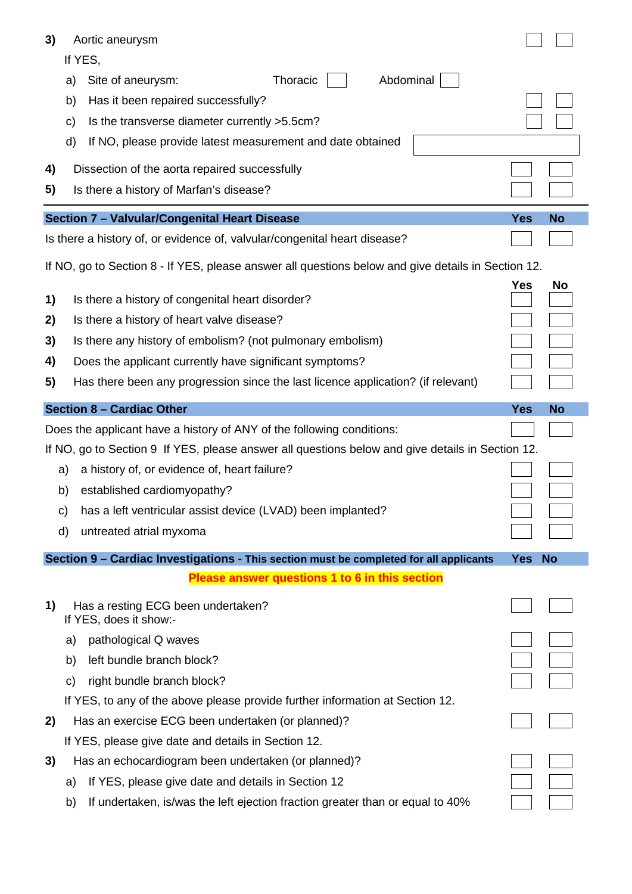| | | Yes | No |
|---|---|---|---|
| **3)** | Aortic aneurysm | | |
| | If YES, | | |
| | a) Site of aneurysm: Thoracic ☐ Abdominal ☐ | | |
| | b) Has it been repaired successfully? | | |
| | c) Is the transverse diameter currently >5.5cm? | | |
| | d) If NO, please provide latest measurement and date obtained | | |
| **4)** | Dissection of the aorta repaired successfully | | |
| **5)** | Is there a history of Marfan's disease? | | |

| **Section 7 – Valvular/Congenital Heart Disease** | | **Yes** | **No** |
|---|---|---|---|
| Is there a history of, or evidence of, valvular/congenital heart disease? | | | |

If NO, go to Section 8 - If YES, please answer all questions below and give details in Section 12.

| | | **Yes** | **No** |
|---|---|---|---|
| **1)** | Is there a history of congenital heart disorder? | | |
| **2)** | Is there a history of heart valve disease? | | |
| **3)** | Is there any history of embolism? (not pulmonary embolism) | | |
| **4)** | Does the applicant currently have significant symptoms? | | |
| **5)** | Has there been any progression since the last licence application? (if relevant) | | |

| **Section 8 – Cardiac Other** | | **Yes** | **No** |
|---|---|---|---|
| Does the applicant have a history of ANY of the following conditions: | | | |

If NO, go to Section 9 If YES, please answer all questions below and give details in Section 12.

| | | Yes | No |
|---|---|---|---|
| a) | a history of, or evidence of, heart failure? | | |
| b) | established cardiomyopathy? | | |
| c) | has a left ventricular assist device (LVAD) been implanted? | | |
| d) | untreated atrial myxoma | | |

| **Section 9 – Cardiac Investigations - This section must be completed for all applicants** | | **Yes** | **No** |
|---|---|---|---|

**Please answer questions 1 to 6 in this section**

| | | Yes | No |
|---|---|---|---|
| **1)** | Has a resting ECG been undertaken? | | |
| | If YES, does it show:- | | |
| | a) pathological Q waves | | |
| | b) left bundle branch block? | | |
| | c) right bundle branch block? | | |
| | If YES, to any of the above please provide further information at Section 12. | | |
| **2)** | Has an exercise ECG been undertaken (or planned)? | | |
| | If YES, please give date and details in Section 12. | | |
| **3)** | Has an echocardiogram been undertaken (or planned)? | | |
| | a) If YES, please give date and details in Section 12 | | |
| | b) If undertaken, is/was the left ejection fraction greater than or equal to 40% | | |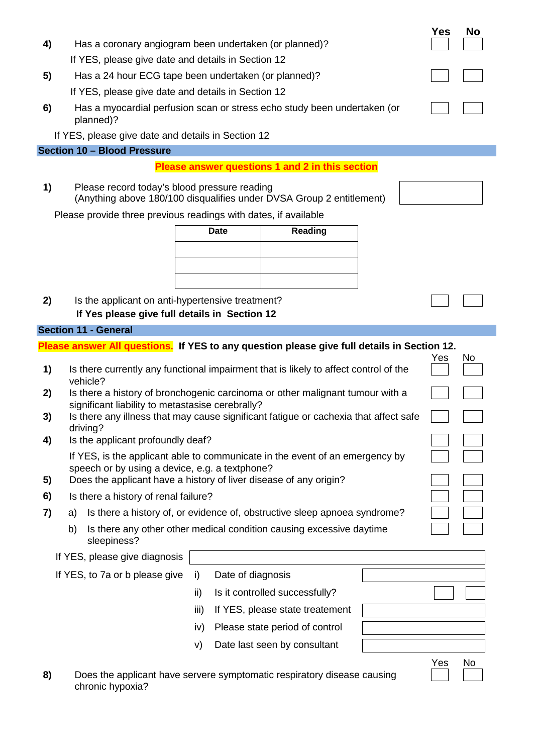| | Question | Yes | No |
|---|---|---|---|
| **4)** | Has a coronary angiogram been undertaken (or planned)? If YES, please give date and details in Section 12 | ☐ | ☐ |
| **5)** | Has a 24 hour ECG tape been undertaken (or planned)? If YES, please give date and details in Section 12 | ☐ | ☐ |
| **6)** | Has a myocardial perfusion scan or stress echo study been undertaken (or planned)? If YES, please give date and details in Section 12 | ☐ | ☐ |

## Section 10 – Blood Pressure

**Please answer questions 1 and 2 in this section**

**1)** Please record today's blood pressure reading
(Anything above 180/100 disqualifies under DVSA Group 2 entitlement) ☐

Please provide three previous readings with dates, if available

| Date | Reading |
|---|---|
| | |
| | |
| | |

| | Question | Yes | No |
|---|---|---|---|
| **2)** | Is the applicant on anti-hypertensive treatment? **If Yes please give full details in Section 12** | ☐ | ☐ |

## Section 11 - General

**Please answer All questions. If YES to any question please give full details in Section 12.**

| | Question | Yes | No |
|---|---|---|---|
| **1)** | Is there currently any functional impairment that is likely to affect control of the vehicle? | ☐ | ☐ |
| **2)** | Is there a history of bronchogenic carcinoma or other malignant tumour with a significant liability to metastasise cerebrally? | ☐ | ☐ |
| **3)** | Is there any illness that may cause significant fatigue or cachexia that affect safe driving? | ☐ | ☐ |
| **4)** | Is the applicant profoundly deaf? | ☐ | ☐ |
| | If YES, is the applicant able to communicate in the event of an emergency by speech or by using a device, e.g. a textphone? | ☐ | ☐ |
| **5)** | Does the applicant have a history of liver disease of any origin? | ☐ | ☐ |
| **6)** | Is there a history of renal failure? | ☐ | ☐ |
| **7)** | a) Is there a history of, or evidence of, obstructive sleep apnoea syndrome? | ☐ | ☐ |
| | b) Is there any other other medical condition causing excessive daytime sleepiness? | ☐ | ☐ |

If YES, please give diagnosis ☐

If YES, to 7a or b please give

| | | |
|---|---|---|
| i) | Date of diagnosis | ☐ |
| ii) | Is it controlled successfully? | Yes ☐ No ☐ |
| iii) | If YES, please state treatement | ☐ |
| iv) | Please state period of control | ☐ |
| v) | Date last seen by consultant | ☐ |

| | Question | Yes | No |
|---|---|---|---|
| **8)** | Does the applicant have servere symptomatic respiratory disease causing chronic hypoxia? | ☐ | ☐ |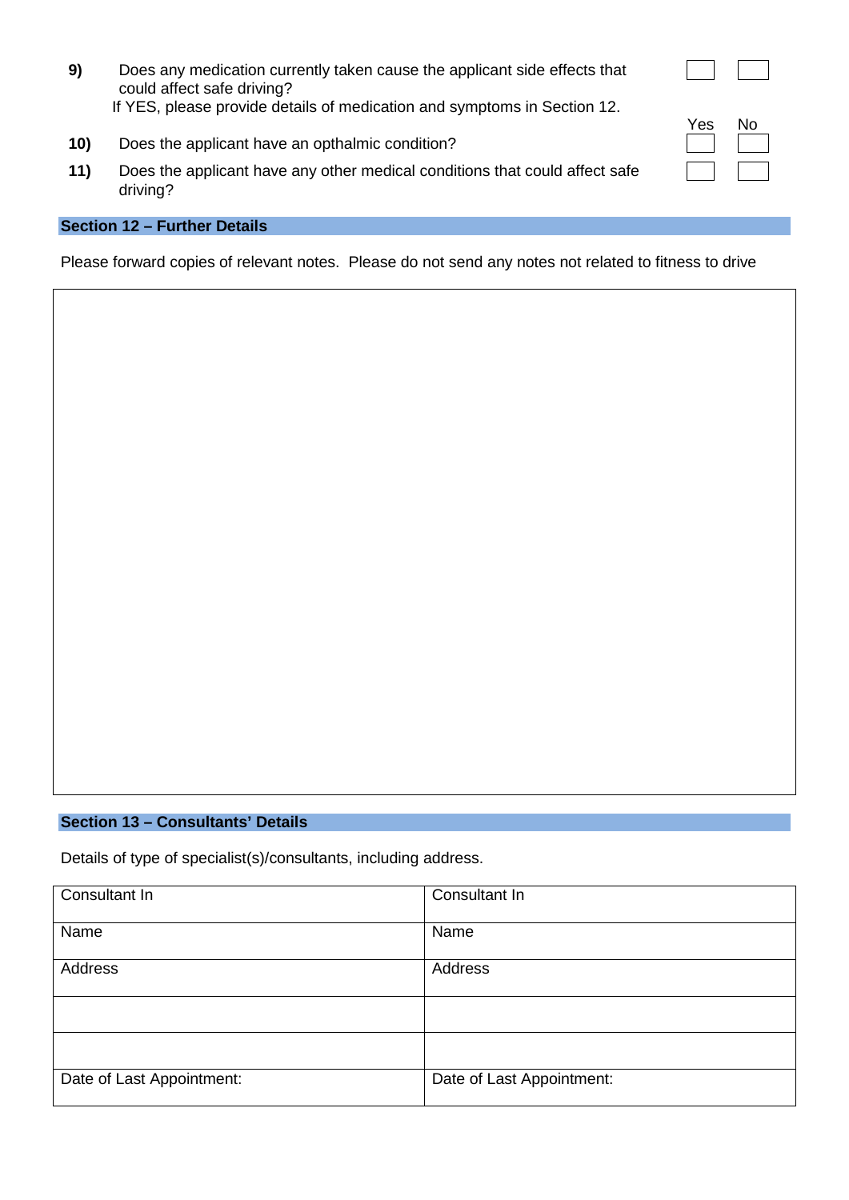| | | Yes | No |
|---|---|---|---|
| **9)** | Does any medication currently taken cause the applicant side effects that could affect safe driving? If YES, please provide details of medication and symptoms in Section 12. | ☐ | ☐ |
| **10)** | Does the applicant have an opthalmic condition? | ☐ | ☐ |
| **11)** | Does the applicant have any other medical conditions that could affect safe driving? | ☐ | ☐ |

## Section 12 – Further Details

Please forward copies of relevant notes. Please do not send any notes not related to fitness to drive

| |
|---|
| |

## Section 13 – Consultants' Details

Details of type of specialist(s)/consultants, including address.

| Consultant In | Consultant In |
|---|---|
| Name | Name |
| Address | Address |
| | |
| | |
| Date of Last Appointment: | Date of Last Appointment: |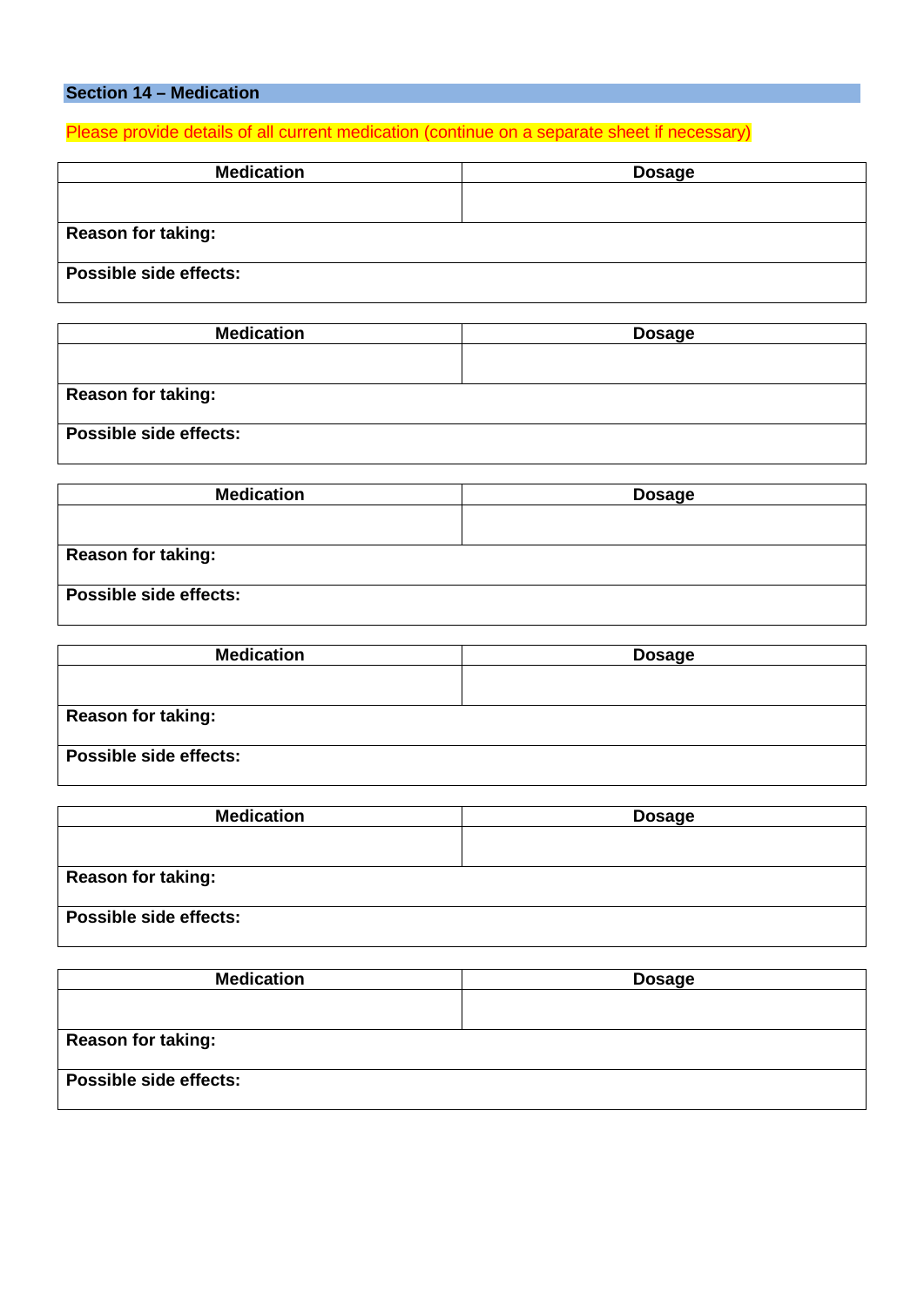## Section 14 – Medication

Please provide details of all current medication (continue on a separate sheet if necessary)

| Medication | Dosage |
|---|---|
| | |
| **Reason for taking:** | |
| **Possible side effects:** | |

| Medication | Dosage |
|---|---|
| | |
| **Reason for taking:** | |
| **Possible side effects:** | |

| Medication | Dosage |
|---|---|
| | |
| **Reason for taking:** | |
| **Possible side effects:** | |

| Medication | Dosage |
|---|---|
| | |
| **Reason for taking:** | |
| **Possible side effects:** | |

| Medication | Dosage |
|---|---|
| | |
| **Reason for taking:** | |
| **Possible side effects:** | |

| Medication | Dosage |
|---|---|
| | |
| **Reason for taking:** | |
| **Possible side effects:** | |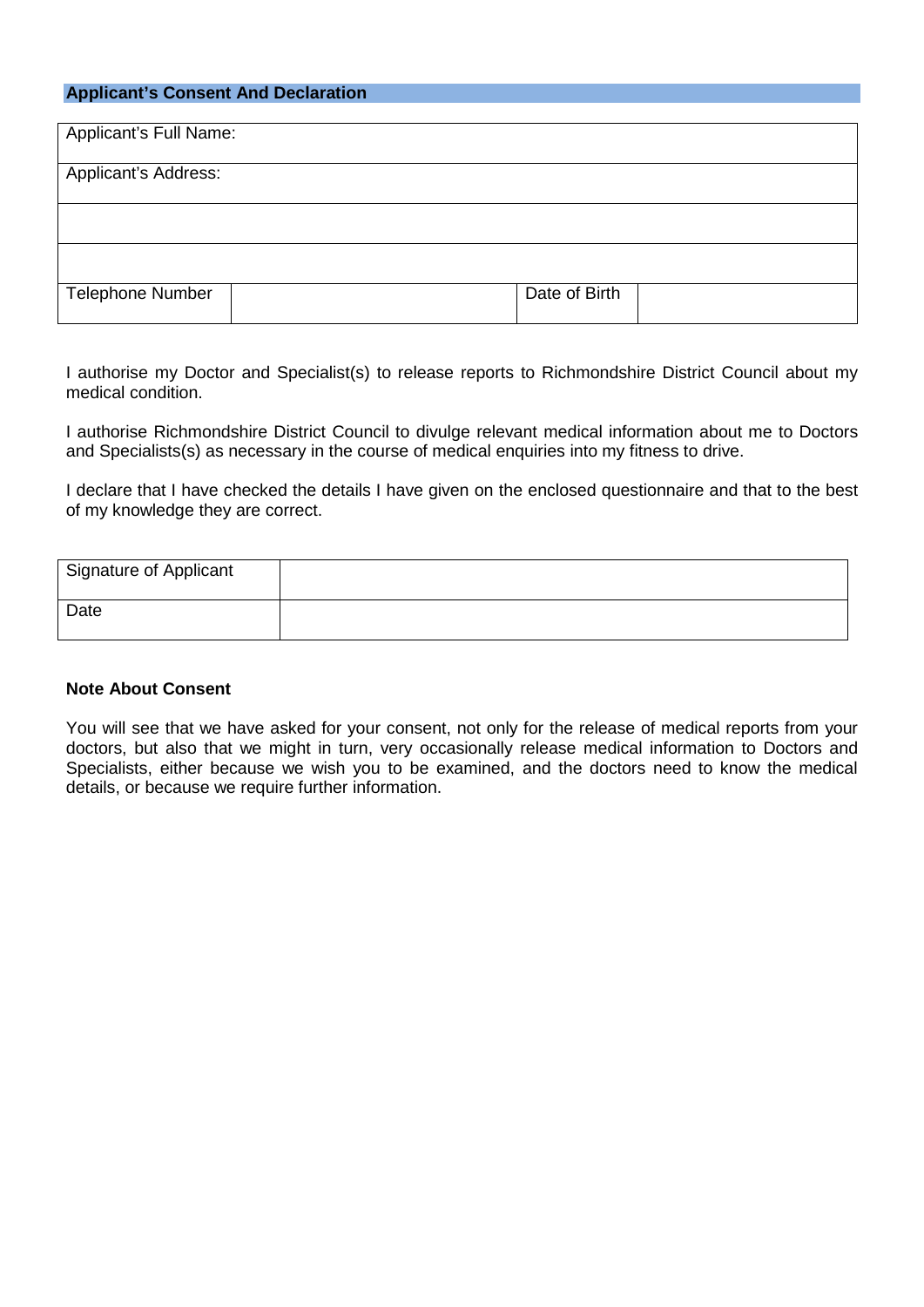## Applicant's Consent And Declaration

| Applicant's Full Name: | | | |
|---|---|---|---|
| Applicant's Address: | | | |
| | | | |
| | | | |
| Telephone Number | | Date of Birth | |

I authorise my Doctor and Specialist(s) to release reports to Richmondshire District Council about my medical condition.

I authorise Richmondshire District Council to divulge relevant medical information about me to Doctors and Specialists(s) as necessary in the course of medical enquiries into my fitness to drive.

I declare that I have checked the details I have given on the enclosed questionnaire and that to the best of my knowledge they are correct.

| Signature of Applicant | |
|---|---|
| Date | |

**Note About Consent**

You will see that we have asked for your consent, not only for the release of medical reports from your doctors, but also that we might in turn, very occasionally release medical information to Doctors and Specialists, either because we wish you to be examined, and the doctors need to know the medical details, or because we require further information.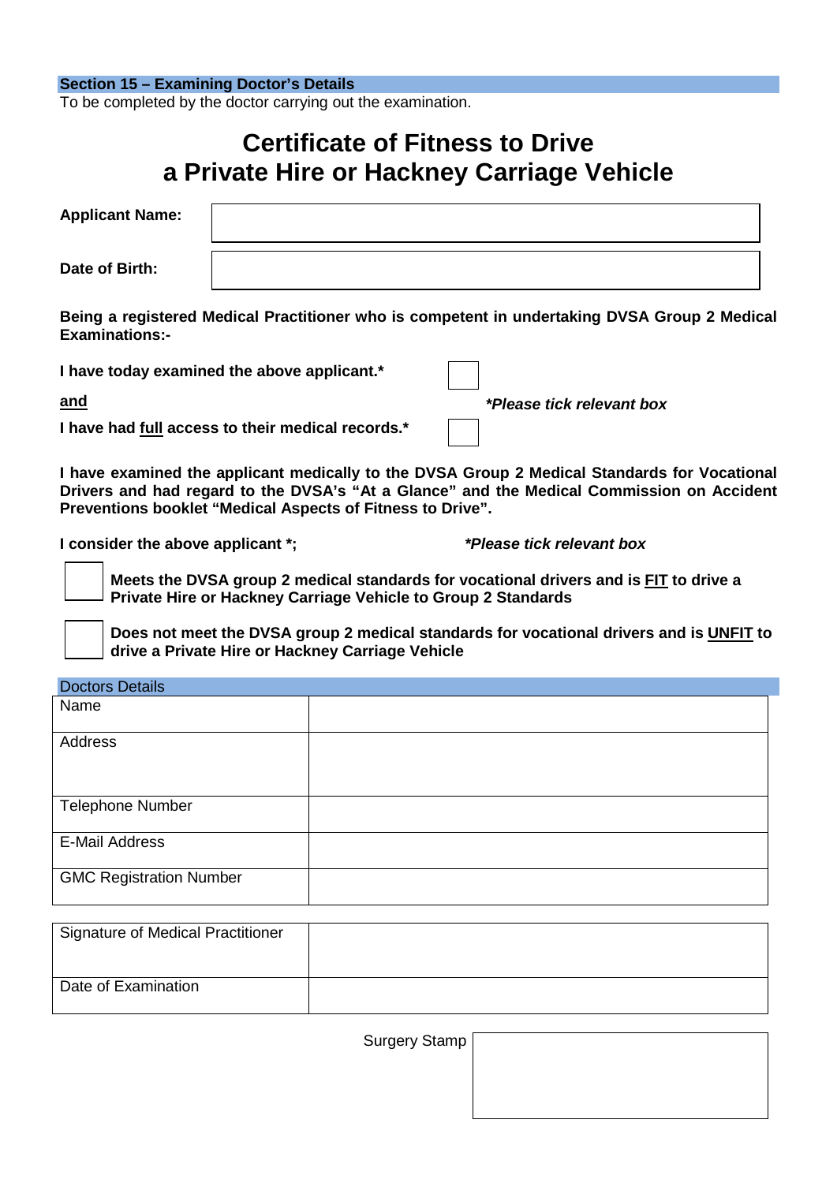## Section 15 – Examining Doctor's Details

To be completed by the doctor carrying out the examination.

# Certificate of Fitness to Drive a Private Hire or Hackney Carriage Vehicle

| | |
|---|---|
| **Applicant Name:** | |
| **Date of Birth:** | |

**Being a registered Medical Practitioner who is competent in undertaking DVSA Group 2 Medical Examinations:-**

**I have today examined the above applicant.*** ☐

**and** *\*Please tick relevant box*

**I have had full access to their medical records.*** ☐

**I have examined the applicant medically to the DVSA Group 2 Medical Standards for Vocational Drivers and had regard to the DVSA's "At a Glance" and the Medical Commission on Accident Preventions booklet "Medical Aspects of Fitness to Drive".**

**I consider the above applicant *;** *\*Please tick relevant box*

☐ **Meets the DVSA group 2 medical standards for vocational drivers and is FIT to drive a Private Hire or Hackney Carriage Vehicle to Group 2 Standards**

☐ **Does not meet the DVSA group 2 medical standards for vocational drivers and is UNFIT to drive a Private Hire or Hackney Carriage Vehicle**

### Doctors Details

| | |
|---|---|
| Name | |
| Address | |
| Telephone Number | |
| E-Mail Address | |
| GMC Registration Number | |

| | |
|---|---|
| Signature of Medical Practitioner | |
| Date of Examination | |

Surgery Stamp